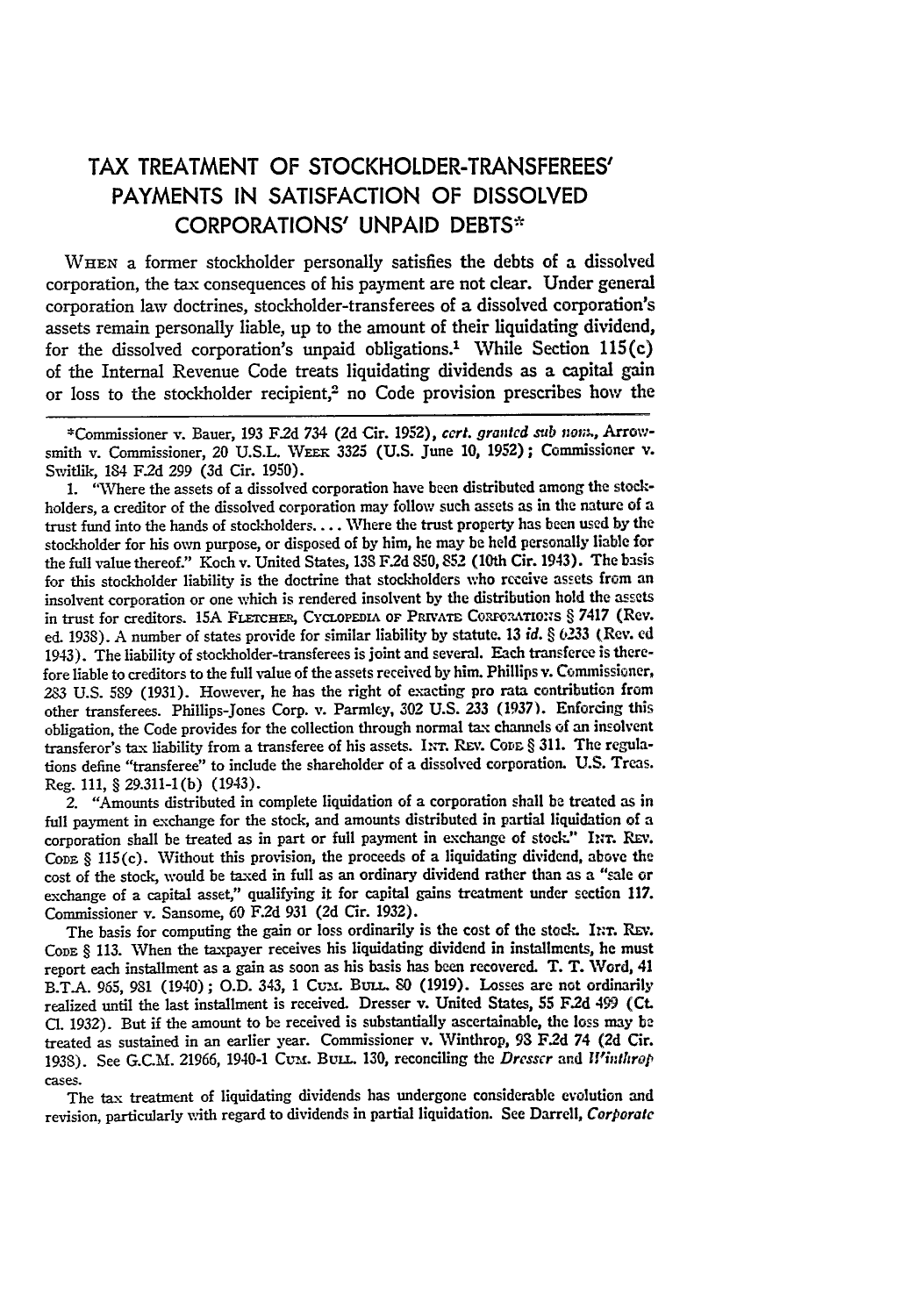# TAX TREATMENT OF STOCKHOLDER-TRANSFEREES' PAYMENTS IN SATISFACTION OF DISSOLVED CORPORATIONS' UNPAID DEBTS*

WHEN a former stockholder personally satisfies the debts of a dissolved corporation, the tax consequences of his payment are not clear. Under general corporation law doctrines, stockholder-transferees of a dissolved corporation's assets remain personally liable, up to the amount of their liquidating dividend, for the dissolved corporation's unpaid obligations.[1] While Section 115(c) of the Internal Revenue Code treats liquidating dividends as a capital gain or loss to the stockholder recipient,[2] no Code provision prescribes how the

---

*Commissioner v. Bauer, 193 F.2d 734 (2d Cir. 1952), *cert. granted sub nom.*, Arrowsmith v. Commissioner, 20 U.S.L. WEEK 3325 (U.S. June 10, 1952); Commissioner v. Switlik, 184 F.2d 299 (3d Cir. 1950).

1. "Where the assets of a dissolved corporation have been distributed among the stockholders, a creditor of the dissolved corporation may follow such assets as in the nature of a trust fund into the hands of stockholders. . . . Where the trust property has been used by the stockholder for his own purpose, or disposed of by him, he may be held personally liable for the full value thereof." Koch v. United States, 138 F.2d 850, 852 (10th Cir. 1943). The basis for this stockholder liability is the doctrine that stockholders who receive assets from an insolvent corporation or one which is rendered insolvent by the distribution hold the assets in trust for creditors. 15A FLETCHER, CYCLOPEDIA OF PRIVATE CORPORATIONS § 7417 (Rev. ed. 1938). A number of states provide for similar liability by statute. 13 *id.* § 6233 (Rev. ed 1943). The liability of stockholder-transferees is joint and several. Each transferee is therefore liable to creditors to the full value of the assets received by him. Phillips v. Commissioner, 283 U.S. 589 (1931). However, he has the right of exacting pro rata contribution from other transferees. Phillips-Jones Corp. v. Parmley, 302 U.S. 233 (1937). Enforcing this obligation, the Code provides for the collection through normal tax channels of an insolvent transferor's tax liability from a transferee of his assets. INT. REV. CODE § 311. The regulations define "transferee" to include the shareholder of a dissolved corporation. U.S. Treas. Reg. 111, § 29.311-1(b) (1943).

2. "Amounts distributed in complete liquidation of a corporation shall be treated as in full payment in exchange for the stock, and amounts distributed in partial liquidation of a corporation shall be treated as in part or full payment in exchange of stock." INT. REV. CODE § 115(c). Without this provision, the proceeds of a liquidating dividend, above the cost of the stock, would be taxed in full as an ordinary dividend rather than as a "sale or exchange of a capital asset," qualifying it for capital gains treatment under section 117. Commissioner v. Sansome, 60 F.2d 931 (2d Cir. 1932).

The basis for computing the gain or loss ordinarily is the cost of the stock. INT. REV. CODE § 113. When the taxpayer receives his liquidating dividend in installments, he must report each installment as a gain as soon as his basis has been recovered. T. T. Word, 41 B.T.A. 965, 981 (1940); O.D. 343, 1 CUM. BULL. 80 (1919). Losses are not ordinarily realized until the last installment is received. Dresser v. United States, 55 F.2d 499 (Ct. Cl. 1932). But if the amount to be received is substantially ascertainable, the loss may be treated as sustained in an earlier year. Commissioner v. Winthrop, 98 F.2d 74 (2d Cir. 1938). See G.C.M. 21966, 1940-1 CUM. BULL. 130, reconciling the *Dresser* and *Winthrop* cases.

The tax treatment of liquidating dividends has undergone considerable evolution and revision, particularly with regard to dividends in partial liquidation. See Darrell, *Corporate*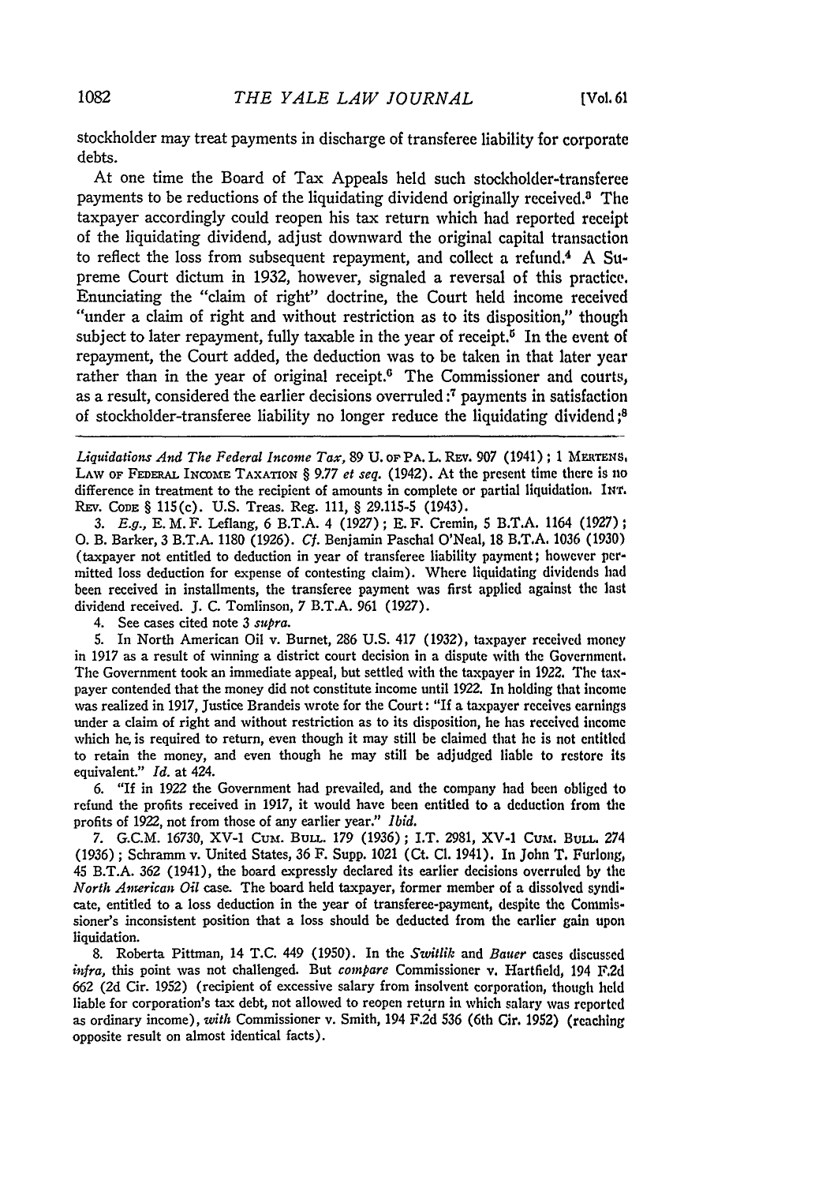stockholder may treat payments in discharge of transferee liability for corporate debts.

At one time the Board of Tax Appeals held such stockholder-transferee payments to be reductions of the liquidating dividend originally received.[3] The taxpayer accordingly could reopen his tax return which had reported receipt of the liquidating dividend, adjust downward the original capital transaction to reflect the loss from subsequent repayment, and collect a refund.[4] A Supreme Court dictum in 1932, however, signaled a reversal of this practice. Enunciating the "claim of right" doctrine, the Court held income received "under a claim of right and without restriction as to its disposition," though subject to later repayment, fully taxable in the year of receipt.[5] In the event of repayment, the Court added, the deduction was to be taken in that later year rather than in the year of original receipt.[6] The Commissioner and courts, as a result, considered the earlier decisions overruled:[7] payments in satisfaction of stockholder-transferee liability no longer reduce the liquidating dividend;[8]

---

*Liquidations And The Federal Income Tax*, 89 U. OF PA. L. REV. 907 (1941); 1 MERTENS, LAW OF FEDERAL INCOME TAXATION § 9.77 *et seq.* (1942). At the present time there is no difference in treatment to the recipient of amounts in complete or partial liquidation. INT. REV. CODE § 115(c). U.S. Treas. Reg. 111, § 29.115-5 (1943).

3. *E.g.*, E. M. F. Leflang, 6 B.T.A. 4 (1927); E. F. Cremin, 5 B.T.A. 1164 (1927); O. B. Barker, 3 B.T.A. 1180 (1926). *Cf.* Benjamin Paschal O'Neal, 18 B.T.A. 1036 (1930) (taxpayer not entitled to deduction in year of transferee liability payment; however permitted loss deduction for expense of contesting claim). Where liquidating dividends had been received in installments, the transferee payment was first applied against the last dividend received. J. C. Tomlinson, 7 B.T.A. 961 (1927).

4. See cases cited note 3 *supra*.

5. In North American Oil v. Burnet, 286 U.S. 417 (1932), taxpayer received money in 1917 as a result of winning a district court decision in a dispute with the Government. The Government took an immediate appeal, but settled with the taxpayer in 1922. The taxpayer contended that the money did not constitute income until 1922. In holding that income was realized in 1917, Justice Brandeis wrote for the Court: "If a taxpayer receives earnings under a claim of right and without restriction as to its disposition, he has received income which he is required to return, even though it may still be claimed that he is not entitled to retain the money, and even though he may still be adjudged liable to restore its equivalent." *Id.* at 424.

6. "If in 1922 the Government had prevailed, and the company had been obliged to refund the profits received in 1917, it would have been entitled to a deduction from the profits of 1922, not from those of any earlier year." *Ibid.*

7. G.C.M. 16730, XV-1 CUM. BULL. 179 (1936); I.T. 2981, XV-1 CUM. BULL. 274 (1936); Schramm v. United States, 36 F. Supp. 1021 (Ct. Cl. 1941). In John T. Furlong, 45 B.T.A. 362 (1941), the board expressly declared its earlier decisions overruled by the *North American Oil* case. The board held taxpayer, former member of a dissolved syndicate, entitled to a loss deduction in the year of transferee-payment, despite the Commissioner's inconsistent position that a loss should be deducted from the earlier gain upon liquidation.

8. Roberta Pittman, 14 T.C. 449 (1950). In the *Switlik* and *Bauer* cases discussed *infra*, this point was not challenged. But *compare* Commissioner v. Hartfield, 194 F.2d 662 (2d Cir. 1952) (recipient of excessive salary from insolvent corporation, though held liable for corporation's tax debt, not allowed to reopen return in which salary was reported as ordinary income), *with* Commissioner v. Smith, 194 F.2d 536 (6th Cir. 1952) (reaching opposite result on almost identical facts).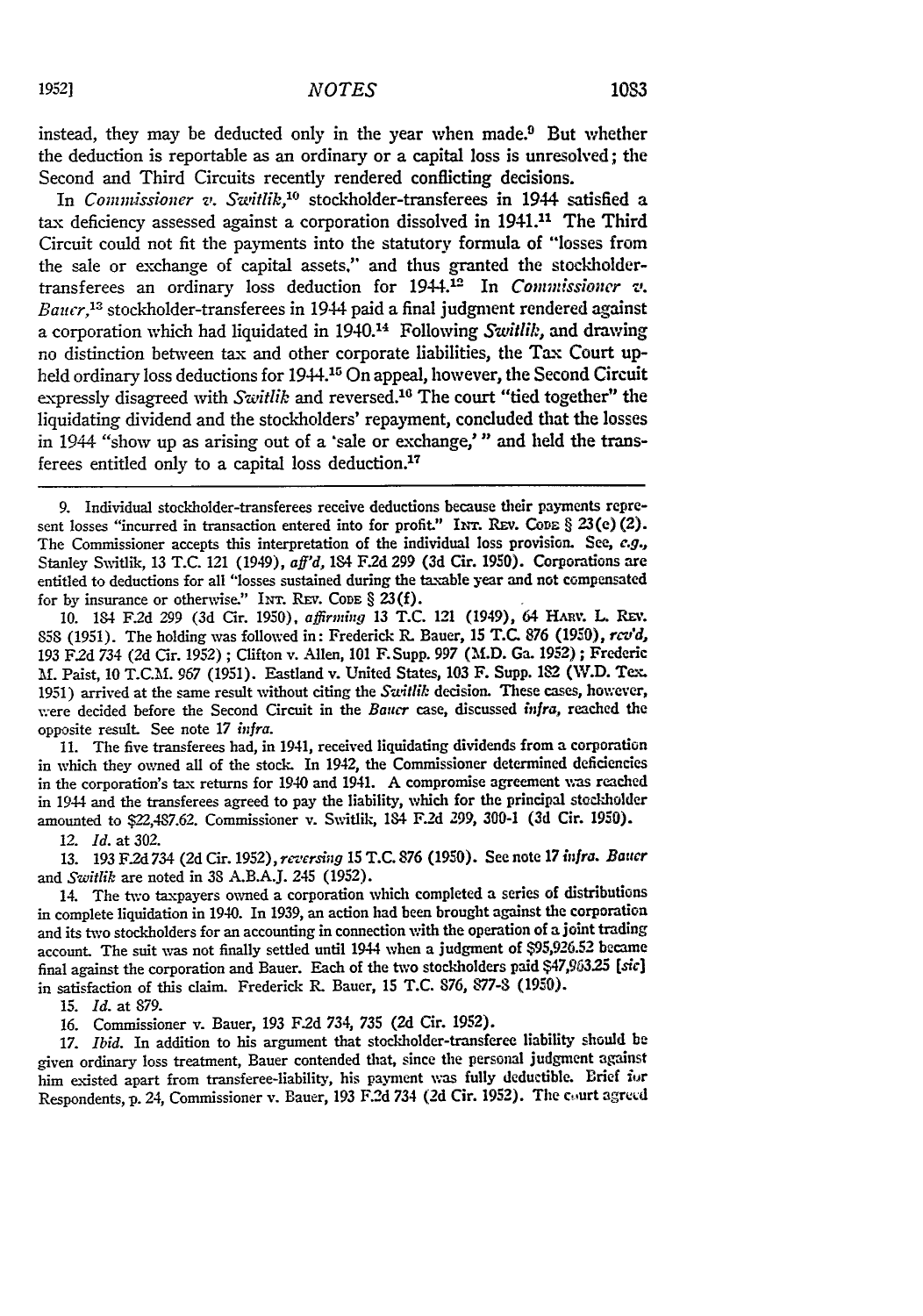instead, they may be deducted only in the year when made.[9] But whether the deduction is reportable as an ordinary or a capital loss is unresolved; the Second and Third Circuits recently rendered conflicting decisions.

In *Commissioner v. Switlik*,[10] stockholder-transferees in 1944 satisfied a tax deficiency assessed against a corporation dissolved in 1941.[11] The Third Circuit could not fit the payments into the statutory formula of "losses from the sale or exchange of capital assets," and thus granted the stockholder-transferees an ordinary loss deduction for 1944.[12] In *Commissioner v. Bauer*,[13] stockholder-transferees in 1944 paid a final judgment rendered against a corporation which had liquidated in 1940.[14] Following *Switlik*, and drawing no distinction between tax and other corporate liabilities, the Tax Court upheld ordinary loss deductions for 1944.[15] On appeal, however, the Second Circuit expressly disagreed with *Switlik* and reversed.[16] The court "tied together" the liquidating dividend and the stockholders' repayment, concluded that the losses in 1944 "show up as arising out of a 'sale or exchange,'" and held the transferees entitled only to a capital loss deduction.[17]

---

9. Individual stockholder-transferees receive deductions because their payments represent losses "incurred in transaction entered into for profit." INT. REV. CODE § 23(e)(2). The Commissioner accepts this interpretation of the individual loss provision. See, *e.g.*, Stanley Switlik, 13 T.C. 121 (1949), *aff'd*, 184 F.2d 299 (3d Cir. 1950). Corporations are entitled to deductions for all "losses sustained during the taxable year and not compensated for by insurance or otherwise." INT. REV. CODE § 23(f).

10. 184 F.2d 299 (3d Cir. 1950), *affirming* 13 T.C. 121 (1949), 64 HARV. L. REV. 858 (1951). The holding was followed in: Frederick R. Bauer, 15 T.C. 876 (1950), *rev'd*, 193 F.2d 734 (2d Cir. 1952); Clifton v. Allen, 101 F.Supp. 997 (M.D. Ga. 1952); Frederic M. Paist, 10 T.C.M. 967 (1951). Eastland v. United States, 103 F. Supp. 182 (W.D. Tex. 1951) arrived at the same result without citing the *Switlik* decision. These cases, however, were decided before the Second Circuit in the *Bauer* case, discussed *infra*, reached the opposite result. See note 17 *infra*.

11. The five transferees had, in 1941, received liquidating dividends from a corporation in which they owned all of the stock. In 1942, the Commissioner determined deficiencies in the corporation's tax returns for 1940 and 1941. A compromise agreement was reached in 1944 and the transferees agreed to pay the liability, which for the principal stockholder amounted to $22,487.62. Commissioner v. Switlik, 184 F.2d 299, 300-1 (3d Cir. 1950).

12. *Id.* at 302.

13. 193 F.2d 734 (2d Cir. 1952), *reversing* 15 T.C. 876 (1950). See note 17 *infra*. *Bauer* and *Switlik* are noted in 38 A.B.A.J. 245 (1952).

14. The two taxpayers owned a corporation which completed a series of distributions in complete liquidation in 1940. In 1939, an action had been brought against the corporation and its two stockholders for an accounting in connection with the operation of a joint trading account. The suit was not finally settled until 1944 when a judgment of $95,926.52 became final against the corporation and Bauer. Each of the two stockholders paid $47,963.25 [*sic*] in satisfaction of this claim. Frederick R. Bauer, 15 T.C. 876, 877-8 (1950).

15. *Id.* at 879.

16. Commissioner v. Bauer, 193 F.2d 734, 735 (2d Cir. 1952).

17. *Ibid.* In addition to his argument that stockholder-transferee liability should be given ordinary loss treatment, Bauer contended that, since the personal judgment against him existed apart from transferee-liability, his payment was fully deductible. Brief for Respondents, p. 24, Commissioner v. Bauer, 193 F.2d 734 (2d Cir. 1952). The court agreed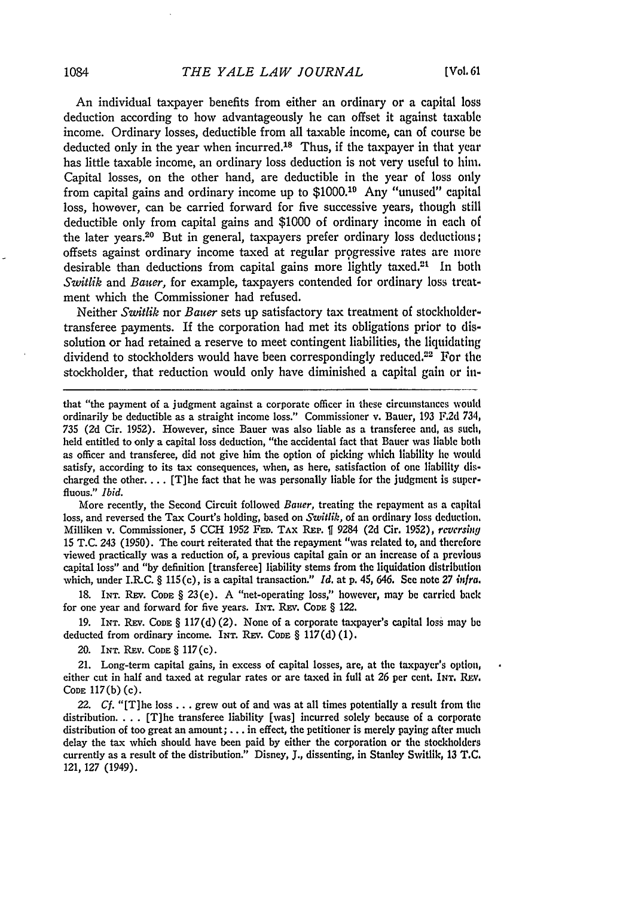An individual taxpayer benefits from either an ordinary or a capital loss deduction according to how advantageously he can offset it against taxable income. Ordinary losses, deductible from all taxable income, can of course be deducted only in the year when incurred.[18] Thus, if the taxpayer in that year has little taxable income, an ordinary loss deduction is not very useful to him. Capital losses, on the other hand, are deductible in the year of loss only from capital gains and ordinary income up to $1000.[19] Any "unused" capital loss, however, can be carried forward for five successive years, though still deductible only from capital gains and $1000 of ordinary income in each of the later years.[20] But in general, taxpayers prefer ordinary loss deductions; offsets against ordinary income taxed at regular progressive rates are more desirable than deductions from capital gains more lightly taxed.[21] In both *Switlik* and *Bauer*, for example, taxpayers contended for ordinary loss treatment which the Commissioner had refused.

Neither *Switlik* nor *Bauer* sets up satisfactory tax treatment of stockholder-transferee payments. If the corporation had met its obligations prior to dissolution or had retained a reserve to meet contingent liabilities, the liquidating dividend to stockholders would have been correspondingly reduced.[22] For the stockholder, that reduction would only have diminished a capital gain or in-

---

that "the payment of a judgment against a corporate officer in these circumstances would ordinarily be deductible as a straight income loss." Commissioner v. Bauer, 193 F.2d 734, 735 (2d Cir. 1952). However, since Bauer was also liable as a transferee and, as such, held entitled to only a capital loss deduction, "the accidental fact that Bauer was liable both as officer and transferee, did not give him the option of picking which liability he would satisfy, according to its tax consequences, when, as here, satisfaction of one liability discharged the other. . . . [T]he fact that he was personally liable for the judgment is superfluous." *Ibid.*

More recently, the Second Circuit followed *Bauer*, treating the repayment as a capital loss, and reversed the Tax Court's holding, based on *Switlik*, of an ordinary loss deduction. Milliken v. Commissioner, 5 CCH 1952 FED. TAX REP. ¶ 9284 (2d Cir. 1952), *reversing* 15 T.C. 243 (1950). The court reiterated that the repayment "was related to, and therefore viewed practically was a reduction of, a previous capital gain or an increase of a previous capital loss" and "by definition [transferee] liability stems from the liquidation distribution which, under I.R.C. § 115(c), is a capital transaction." *Id.* at p. 45, 646. See note 27 *infra*.

18. INT. REV. CODE § 23(e). A "net-operating loss," however, may be carried back for one year and forward for five years. INT. REV. CODE § 122.

19. INT. REV. CODE § 117(d)(2). None of a corporate taxpayer's capital loss may be deducted from ordinary income. INT. REV. CODE § 117(d)(1).

20. INT. REV. CODE § 117(c).

21. Long-term capital gains, in excess of capital losses, are, at the taxpayer's option, either cut in half and taxed at regular rates or are taxed in full at 26 per cent. INT. REV. CODE 117(b)(c).

22. *Cf.* "[T]he loss . . . grew out of and was at all times potentially a result from the distribution. . . . [T]he transferee liability [was] incurred solely because of a corporate distribution of too great an amount; . . . in effect, the petitioner is merely paying after much delay the tax which should have been paid by either the corporation or the stockholders currently as a result of the distribution." Disney, J., dissenting, in Stanley Switlik, 13 T.C. 121, 127 (1949).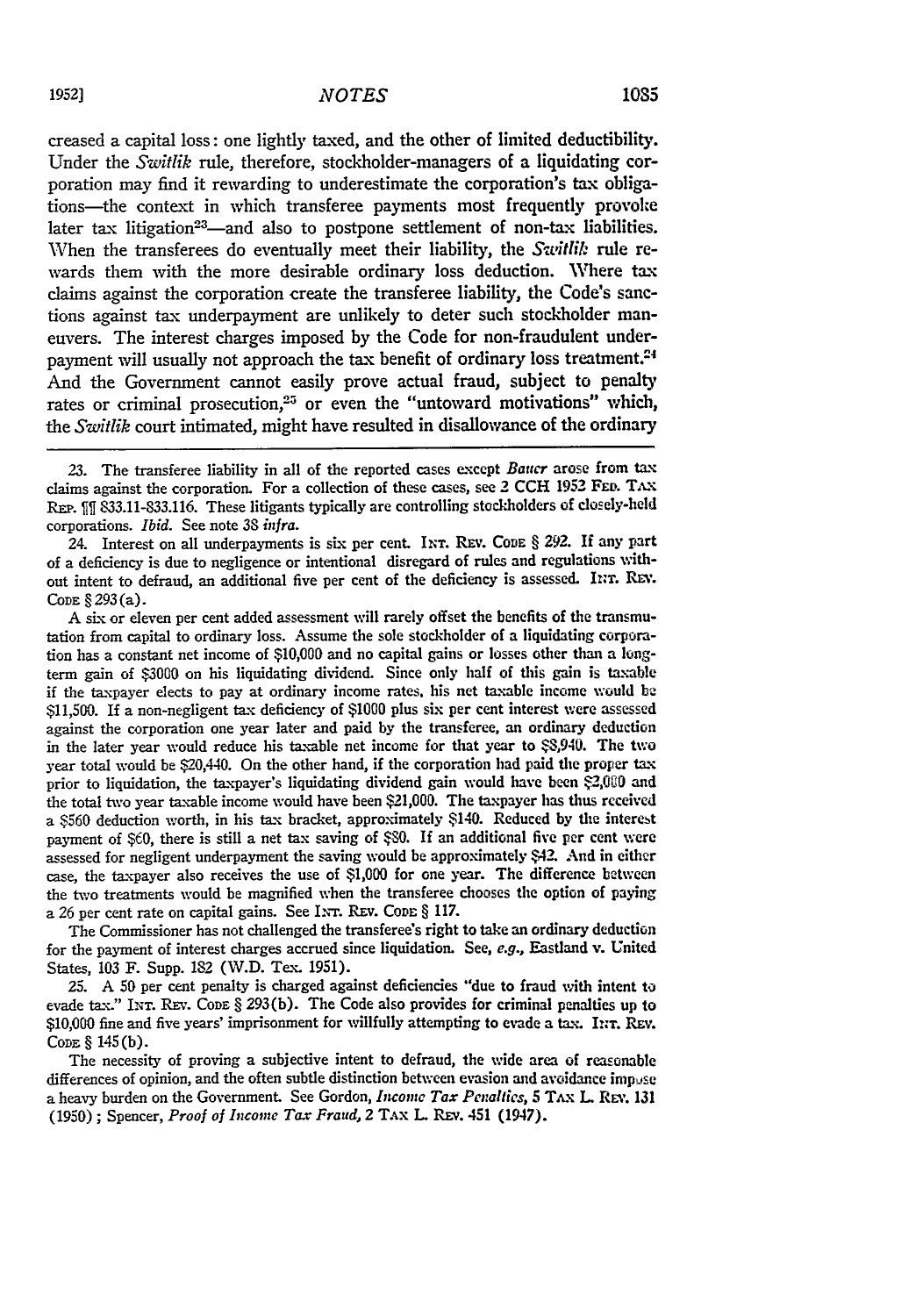creased a capital loss: one lightly taxed, and the other of limited deductibility. Under the *Switlik* rule, therefore, stockholder-managers of a liquidating corporation may find it rewarding to underestimate the corporation's tax obligations—the context in which transferee payments most frequently provoke later tax litigation[23]—and also to postpone settlement of non-tax liabilities. When the transferees do eventually meet their liability, the *Switlik* rule rewards them with the more desirable ordinary loss deduction. Where tax claims against the corporation create the transferee liability, the Code's sanctions against tax underpayment are unlikely to deter such stockholder maneuvers. The interest charges imposed by the Code for non-fraudulent underpayment will usually not approach the tax benefit of ordinary loss treatment.[24] And the Government cannot easily prove actual fraud, subject to penalty rates or criminal prosecution,[25] or even the "untoward motivations" which, the *Switlik* court intimated, might have resulted in disallowance of the ordinary

---

23. The transferee liability in all of the reported cases except *Bauer* arose from tax claims against the corporation. For a collection of these cases, see 2 CCH 1952 FED. TAX REP. ¶¶ 833.11-833.116. These litigants typically are controlling stockholders of closely-held corporations. *Ibid.* See note 38 *infra.*

24. Interest on all underpayments is six per cent. INT. REV. CODE § 292. If any part of a deficiency is due to negligence or intentional disregard of rules and regulations without intent to defraud, an additional five per cent of the deficiency is assessed. INT. REV. CODE § 293(a).

A six or eleven per cent added assessment will rarely offset the benefits of the transmutation from capital to ordinary loss. Assume the sole stockholder of a liquidating corporation has a constant net income of $10,000 and no capital gains or losses other than a long-term gain of $3000 on his liquidating dividend. Since only half of this gain is taxable if the taxpayer elects to pay at ordinary income rates, his net taxable income would be $11,500. If a non-negligent tax deficiency of $1000 plus six per cent interest were assessed against the corporation one year later and paid by the transferee, an ordinary deduction in the later year would reduce his taxable net income for that year to $8,940. The two year total would be $20,440. On the other hand, if the corporation had paid the proper tax prior to liquidation, the taxpayer's liquidating dividend gain would have been $2,000 and the total two year taxable income would have been $21,000. The taxpayer has thus received a $560 deduction worth, in his tax bracket, approximately $140. Reduced by the interest payment of $60, there is still a net tax saving of $80. If an additional five per cent were assessed for negligent underpayment the saving would be approximately $42. And in either case, the taxpayer also receives the use of $1,000 for one year. The difference between the two treatments would be magnified when the transferee chooses the option of paying a 26 per cent rate on capital gains. See INT. REV. CODE § 117.

The Commissioner has not challenged the transferee's right to take an ordinary deduction for the payment of interest charges accrued since liquidation. See, *e.g.*, Eastland v. United States, 103 F. Supp. 182 (W.D. Tex. 1951).

25. A 50 per cent penalty is charged against deficiencies "due to fraud with intent to evade tax." INT. REV. CODE § 293(b). The Code also provides for criminal penalties up to $10,000 fine and five years' imprisonment for willfully attempting to evade a tax. INT. REV. CODE § 145(b).

The necessity of proving a subjective intent to defraud, the wide area of reasonable differences of opinion, and the often subtle distinction between evasion and avoidance impose a heavy burden on the Government. See Gordon, *Income Tax Penalties*, 5 TAX L. REV. 131 (1950); Spencer, *Proof of Income Tax Fraud*, 2 TAX L. REV. 451 (1947).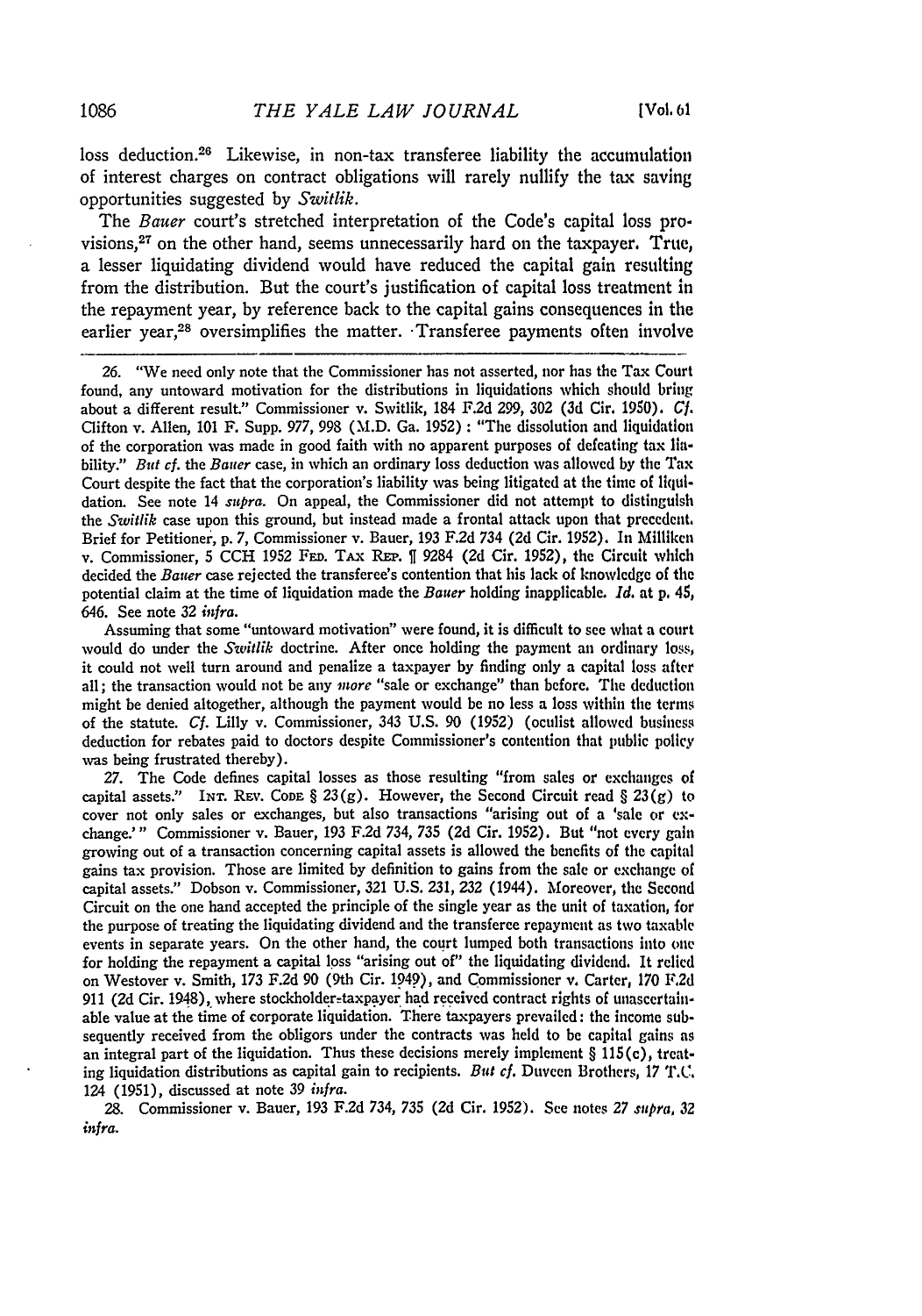loss deduction.[26] Likewise, in non-tax transferee liability the accumulation of interest charges on contract obligations will rarely nullify the tax saving opportunities suggested by *Switlik*.

The *Bauer* court's stretched interpretation of the Code's capital loss provisions,[27] on the other hand, seems unnecessarily hard on the taxpayer. True, a lesser liquidating dividend would have reduced the capital gain resulting from the distribution. But the court's justification of capital loss treatment in the repayment year, by reference back to the capital gains consequences in the earlier year,[28] oversimplifies the matter. Transferee payments often involve

---

26. "We need only note that the Commissioner has not asserted, nor has the Tax Court found, any untoward motivation for the distributions in liquidations which should bring about a different result." Commissioner v. Switlik, 184 F.2d 299, 302 (3d Cir. 1950). *Cf.* Clifton v. Allen, 101 F. Supp. 977, 998 (M.D. Ga. 1952): "The dissolution and liquidation of the corporation was made in good faith with no apparent purposes of defeating tax liability." *But cf.* the *Bauer* case, in which an ordinary loss deduction was allowed by the Tax Court despite the fact that the corporation's liability was being litigated at the time of liquidation. See note 14 *supra*. On appeal, the Commissioner did not attempt to distinguish the *Switlik* case upon this ground, but instead made a frontal attack upon that precedent. Brief for Petitioner, p. 7, Commissioner v. Bauer, 193 F.2d 734 (2d Cir. 1952). In Millikcn v. Commissioner, 5 CCH 1952 FED. TAX REP. ¶ 9284 (2d Cir. 1952), the Circuit which decided the *Bauer* case rejected the transferee's contention that his lack of knowledge of the potential claim at the time of liquidation made the *Bauer* holding inapplicable. *Id.* at p. 45, 646. See note 32 *infra*.

Assuming that some "untoward motivation" were found, it is difficult to see what a court would do under the *Switlik* doctrine. After once holding the payment an ordinary loss, it could not well turn around and penalize a taxpayer by finding only a capital loss after all; the transaction would not be any *more* "sale or exchange" than before. The deduction might be denied altogether, although the payment would be no less a loss within the terms of the statute. *Cf.* Lilly v. Commissioner, 343 U.S. 90 (1952) (oculist allowed business deduction for rebates paid to doctors despite Commissioner's contention that public policy was being frustrated thereby).

27. The Code defines capital losses as those resulting "from sales or exchanges of capital assets." INT. REV. CODE § 23(g). However, the Second Circuit read § 23(g) to cover not only sales or exchanges, but also transactions "arising out of a 'sale or exchange.'" Commissioner v. Bauer, 193 F.2d 734, 735 (2d Cir. 1952). But "not every gain growing out of a transaction concerning capital assets is allowed the benefits of the capital gains tax provision. Those are limited by definition to gains from the sale or exchange of capital assets." Dobson v. Commissioner, 321 U.S. 231, 232 (1944). Moreover, the Second Circuit on the one hand accepted the principle of the single year as the unit of taxation, for the purpose of treating the liquidating dividend and the transferee repayment as two taxable events in separate years. On the other hand, the court lumped both transactions into one for holding the repayment a capital loss "arising out of" the liquidating dividend. It relied on Westover v. Smith, 173 F.2d 90 (9th Cir. 1949), and Commissioner v. Carter, 170 F.2d 911 (2d Cir. 1948), where stockholder-taxpayer had received contract rights of unascertainable value at the time of corporate liquidation. There taxpayers prevailed: the income subsequently received from the obligors under the contracts was held to be capital gains as an integral part of the liquidation. Thus these decisions merely implement § 115(c), treating liquidation distributions as capital gain to recipients. *But cf.* Duveen Brothers, 17 T.C. 124 (1951), discussed at note 39 *infra*.

28. Commissioner v. Bauer, 193 F.2d 734, 735 (2d Cir. 1952). See notes 27 *supra*, 32 *infra*.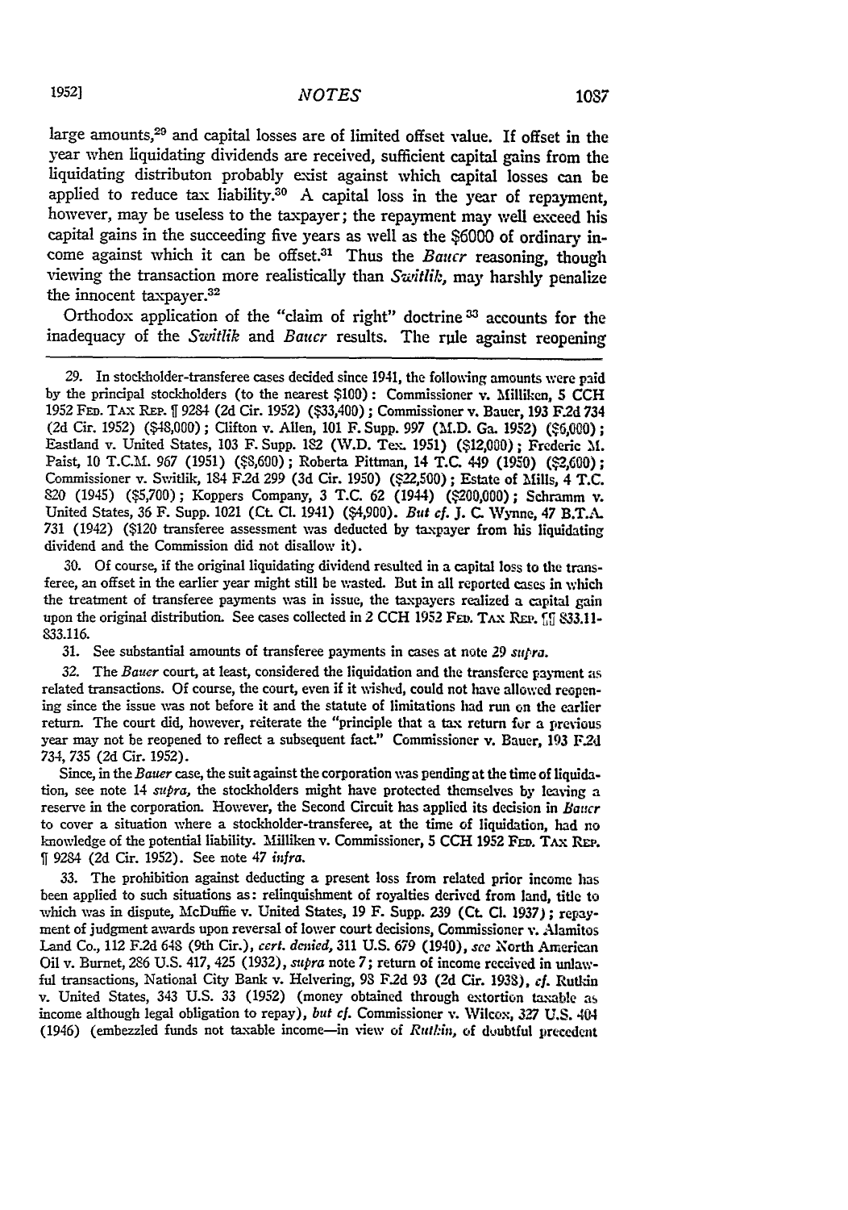large amounts,[29] and capital losses are of limited offset value. If offset in the year when liquidating dividends are received, sufficient capital gains from the liquidating distributon probably exist against which capital losses can be applied to reduce tax liability.[30] A capital loss in the year of repayment, however, may be useless to the taxpayer; the repayment may well exceed his capital gains in the succeeding five years as well as the $6000 of ordinary income against which it can be offset.[31] Thus the *Bauer* reasoning, though viewing the transaction more realistically than *Switlik*, may harshly penalize the innocent taxpayer.[32]

Orthodox application of the "claim of right" doctrine[33] accounts for the inadequacy of the *Switlik* and *Bauer* results. The rule against reopening

---

29. In stockholder-transferee cases decided since 1941, the following amounts were paid by the principal stockholders (to the nearest $100): Commissioner v. Milliken, 5 CCH 1952 FED. TAX REP. ¶ 9284 (2d Cir. 1952) ($33,400); Commissioner v. Bauer, 193 F.2d 734 (2d Cir. 1952) ($48,000); Clifton v. Allen, 101 F. Supp. 997 (M.D. Ga. 1952) ($6,000); Eastland v. United States, 103 F. Supp. 182 (W.D. Tex. 1951) ($12,000); Frederic M. Paist, 10 T.C.M. 967 (1951) ($8,600); Roberta Pittman, 14 T.C. 449 (1950) ($2,600); Commissioner v. Switlik, 184 F.2d 299 (3d Cir. 1950) ($22,500); Estate of Mills, 4 T.C. 820 (1945) ($5,700); Koppers Company, 3 T.C. 62 (1944) ($200,000); Schramm v. United States, 36 F. Supp. 1021 (Ct. Cl. 1941) ($4,900). *But cf.* J. C. Wynne, 47 B.T.A. 731 (1942) ($120 transferee assessment was deducted by taxpayer from his liquidating dividend and the Commission did not disallow it).

30. Of course, if the original liquidating dividend resulted in a capital loss to the transferee, an offset in the earlier year might still be wasted. But in all reported cases in which the treatment of transferee payments was in issue, the taxpayers realized a capital gain upon the original distribution. See cases collected in 2 CCH 1952 FED. TAX REP. ¶¶ 833.11-833.116.

31. See substantial amounts of transferee payments in cases at note 29 *supra*.

32. The *Bauer* court, at least, considered the liquidation and the transferee payment as related transactions. Of course, the court, even if it wished, could not have allowed reopening since the issue was not before it and the statute of limitations had run on the earlier return. The court did, however, reiterate the "principle that a tax return for a previous year may not be reopened to reflect a subsequent fact." Commissioner v. Bauer, 193 F.2d 734, 735 (2d Cir. 1952).

Since, in the *Bauer* case, the suit against the corporation was pending at the time of liquidation, see note 14 *supra*, the stockholders might have protected themselves by leaving a reserve in the corporation. However, the Second Circuit has applied its decision in *Bauer* to cover a situation where a stockholder-transferee, at the time of liquidation, had no knowledge of the potential liability. Milliken v. Commissioner, 5 CCH 1952 FED. TAX REP. ¶ 9284 (2d Cir. 1952). See note 47 *infra*.

33. The prohibition against deducting a present loss from related prior income has been applied to such situations as: relinquishment of royalties derived from land, title to which was in dispute, McDuffie v. United States, 19 F. Supp. 239 (Ct. Cl. 1937); repayment of judgment awards upon reversal of lower court decisions, Commissioner v. Alamitos Land Co., 112 F.2d 648 (9th Cir.), *cert. denied*, 311 U.S. 679 (1940), *see* North American Oil v. Burnet, 286 U.S. 417, 425 (1932), *supra* note 7; return of income received in unlawful transactions, National City Bank v. Helvering, 98 F.2d 93 (2d Cir. 1938), *cf.* Rutkin v. United States, 343 U.S. 33 (1952) (money obtained through extortion taxable as income although legal obligation to repay), *but cf.* Commissioner v. Wilcox, 327 U.S. 404 (1946) (embezzled funds not taxable income—in view of *Rutkin*, of doubtful precedent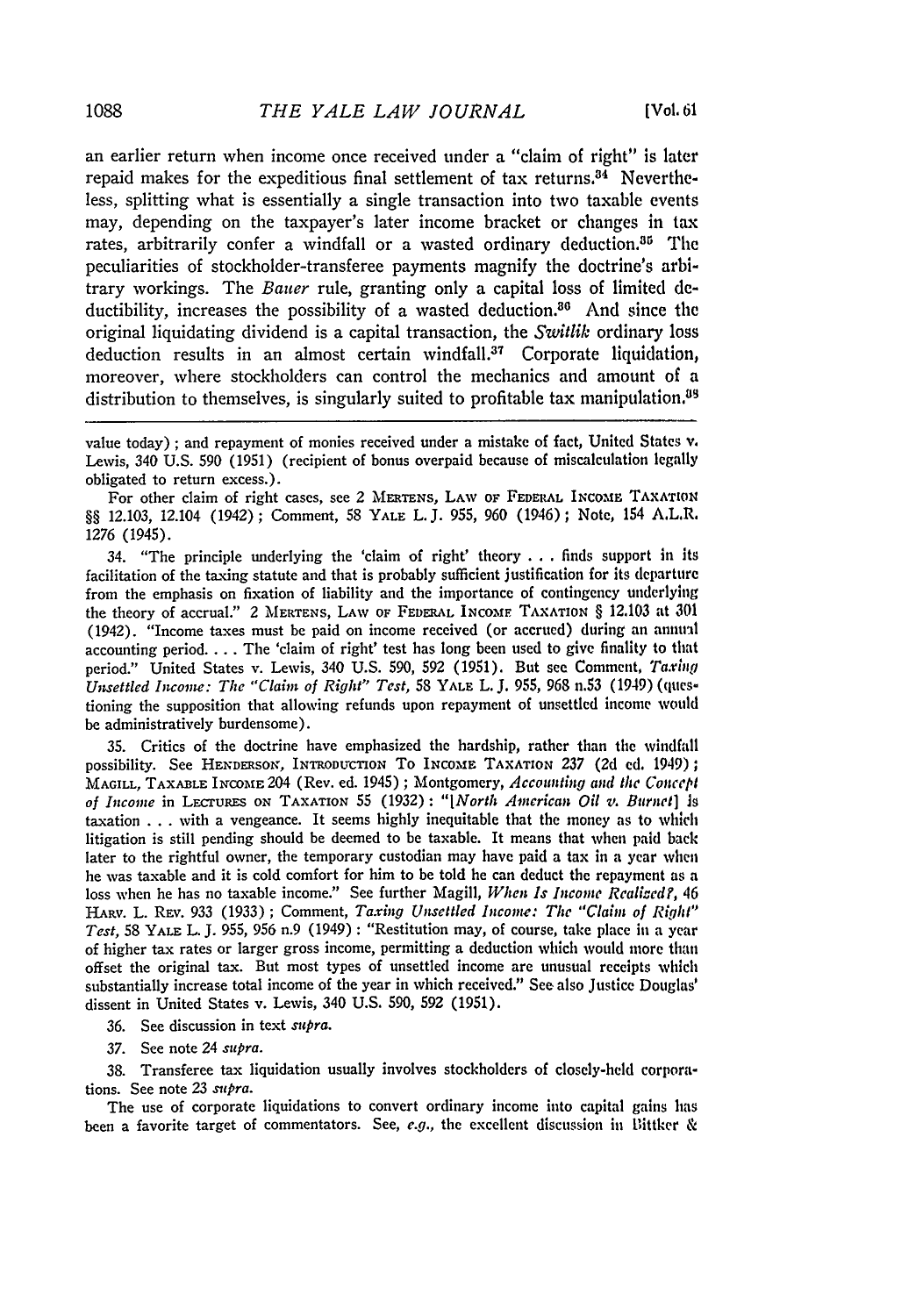an earlier return when income once received under a "claim of right" is later repaid makes for the expeditious final settlement of tax returns.[34] Nevertheless, splitting what is essentially a single transaction into two taxable events may, depending on the taxpayer's later income bracket or changes in tax rates, arbitrarily confer a windfall or a wasted ordinary deduction.[35] The peculiarities of stockholder-transferee payments magnify the doctrine's arbitrary workings. The *Bauer* rule, granting only a capital loss of limited deductibility, increases the possibility of a wasted deduction.[36] And since the original liquidating dividend is a capital transaction, the *Switlik* ordinary loss deduction results in an almost certain windfall.[37] Corporate liquidation, moreover, where stockholders can control the mechanics and amount of a distribution to themselves, is singularly suited to profitable tax manipulation.[38]

---

value today); and repayment of monies received under a mistake of fact, United States v. Lewis, 340 U.S. 590 (1951) (recipient of bonus overpaid because of miscalculation legally obligated to return excess.).

For other claim of right cases, see 2 MERTENS, LAW OF FEDERAL INCOME TAXATION §§ 12.103, 12.104 (1942); Comment, 58 YALE L. J. 955, 960 (1946); Note, 154 A.L.R. 1276 (1945).

34. "The principle underlying the 'claim of right' theory . . . finds support in its facilitation of the taxing statute and that is probably sufficient justification for its departure from the emphasis on fixation of liability and the importance of contingency underlying the theory of accrual." 2 MERTENS, LAW OF FEDERAL INCOME TAXATION § 12.103 at 301 (1942). "Income taxes must be paid on income received (or accrued) during an annual accounting period. . . . The 'claim of right' test has long been used to give finality to that period." United States v. Lewis, 340 U.S. 590, 592 (1951). But see Comment, *Taxing Unsettled Income: The "Claim of Right" Test*, 58 YALE L. J. 955, 968 n.53 (1949) (questioning the supposition that allowing refunds upon repayment of unsettled income would be administratively burdensome).

35. Critics of the doctrine have emphasized the hardship, rather than the windfall possibility. See HENDERSON, INTRODUCTION TO INCOME TAXATION 237 (2d ed. 1949); MAGILL, TAXABLE INCOME 204 (Rev. ed. 1945); Montgomery, *Accounting and the Concept of Income* in LECTURES ON TAXATION 55 (1932): "[*North American Oil v. Burnet*] is taxation . . . with a vengeance. It seems highly inequitable that the money as to which litigation is still pending should be deemed to be taxable. It means that when paid back later to the rightful owner, the temporary custodian may have paid a tax in a year when he was taxable and it is cold comfort for him to be told he can deduct the repayment as a loss when he has no taxable income." See further Magill, *When Is Income Realized?*, 46 HARV. L. REV. 933 (1933); Comment, *Taxing Unsettled Income: The "Claim of Right" Test*, 58 YALE L. J. 955, 956 n.9 (1949): "Restitution may, of course, take place in a year of higher tax rates or larger gross income, permitting a deduction which would more than offset the original tax. But most types of unsettled income are unusual receipts which substantially increase total income of the year in which received." See also Justice Douglas' dissent in United States v. Lewis, 340 U.S. 590, 592 (1951).

36. See discussion in text *supra*.

37. See note 24 *supra*.

38. Transferee tax liquidation usually involves stockholders of closely-held corporations. See note 23 *supra*.

The use of corporate liquidations to convert ordinary income into capital gains has been a favorite target of commentators. See, *e.g.*, the excellent discussion in Bittker &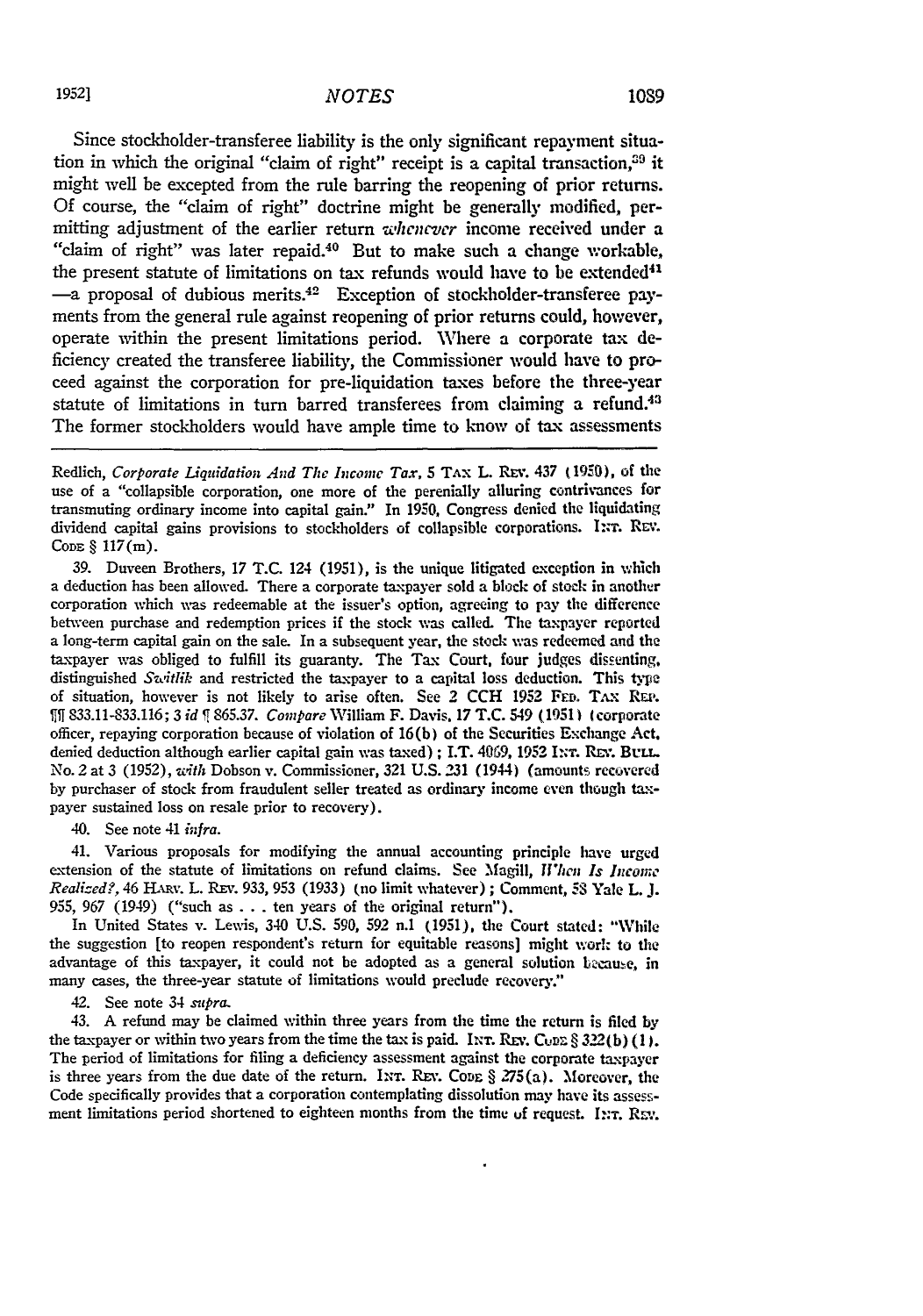Since stockholder-transferee liability is the only significant repayment situation in which the original "claim of right" receipt is a capital transaction,[39] it might well be excepted from the rule barring the reopening of prior returns. Of course, the "claim of right" doctrine might be generally modified, permitting adjustment of the earlier return *whenever* income received under a "claim of right" was later repaid.[40] But to make such a change workable, the present statute of limitations on tax refunds would have to be extended[41] —a proposal of dubious merits.[42] Exception of stockholder-transferee payments from the general rule against reopening of prior returns could, however, operate within the present limitations period. Where a corporate tax deficiency created the transferee liability, the Commissioner would have to proceed against the corporation for pre-liquidation taxes before the three-year statute of limitations in turn barred transferees from claiming a refund.[43] The former stockholders would have ample time to know of tax assessments

---

Redlich, *Corporate Liquidation And The Income Tax*, 5 TAX L. REV. 437 (1950), of the use of a "collapsible corporation, one more of the perenially alluring contrivances for transmuting ordinary income into capital gain." In 1950, Congress denied the liquidating dividend capital gains provisions to stockholders of collapsible corporations. INT. REV. CODE § 117(m).

39. Duveen Brothers, 17 T.C. 124 (1951), is the unique litigated exception in which a deduction has been allowed. There a corporate taxpayer sold a block of stock in another corporation which was redeemable at the issuer's option, agreeing to pay the difference between purchase and redemption prices if the stock was called. The taxpayer reported a long-term capital gain on the sale. In a subsequent year, the stock was redeemed and the taxpayer was obliged to fulfill its guaranty. The Tax Court, four judges dissenting, distinguished *Switlik* and restricted the taxpayer to a capital loss deduction. This type of situation, however is not likely to arise often. See 2 CCH 1952 FED. TAX REP. ¶¶ 833.11-833.116; 3 *id* ¶ 865.37. *Compare* William F. Davis, 17 T.C. 549 (1951) (corporate officer, repaying corporation because of violation of 16(b) of the Securities Exchange Act, denied deduction although earlier capital gain was taxed); I.T. 4069, 1952 INT. REV. BULL. No. 2 at 3 (1952), *with* Dobson v. Commissioner, 321 U.S. 231 (1944) (amounts recovered by purchaser of stock from fraudulent seller treated as ordinary income even though taxpayer sustained loss on resale prior to recovery).

40. See note 41 *infra*.

41. Various proposals for modifying the annual accounting principle have urged extension of the statute of limitations on refund claims. See Magill, *When Is Income Realized?*, 46 HARV. L. REV. 933, 953 (1933) (no limit whatever); Comment, 58 Yale L. J. 955, 967 (1949) ("such as . . . ten years of the original return").

In United States v. Lewis, 340 U.S. 590, 592 n.1 (1951), the Court stated: "While the suggestion [to reopen respondent's return for equitable reasons] might work to the advantage of this taxpayer, it could not be adopted as a general solution because, in many cases, the three-year statute of limitations would preclude recovery."

42. See note 34 *supra*.

43. A refund may be claimed within three years from the time the return is filed by the taxpayer or within two years from the time the tax is paid. INT. REV. CODE § 322(b)(1). The period of limitations for filing a deficiency assessment against the corporate taxpayer is three years from the due date of the return. INT. REV. CODE § 275(a). Moreover, the Code specifically provides that a corporation contemplating dissolution may have its assessment limitations period shortened to eighteen months from the time of request. INT. REV.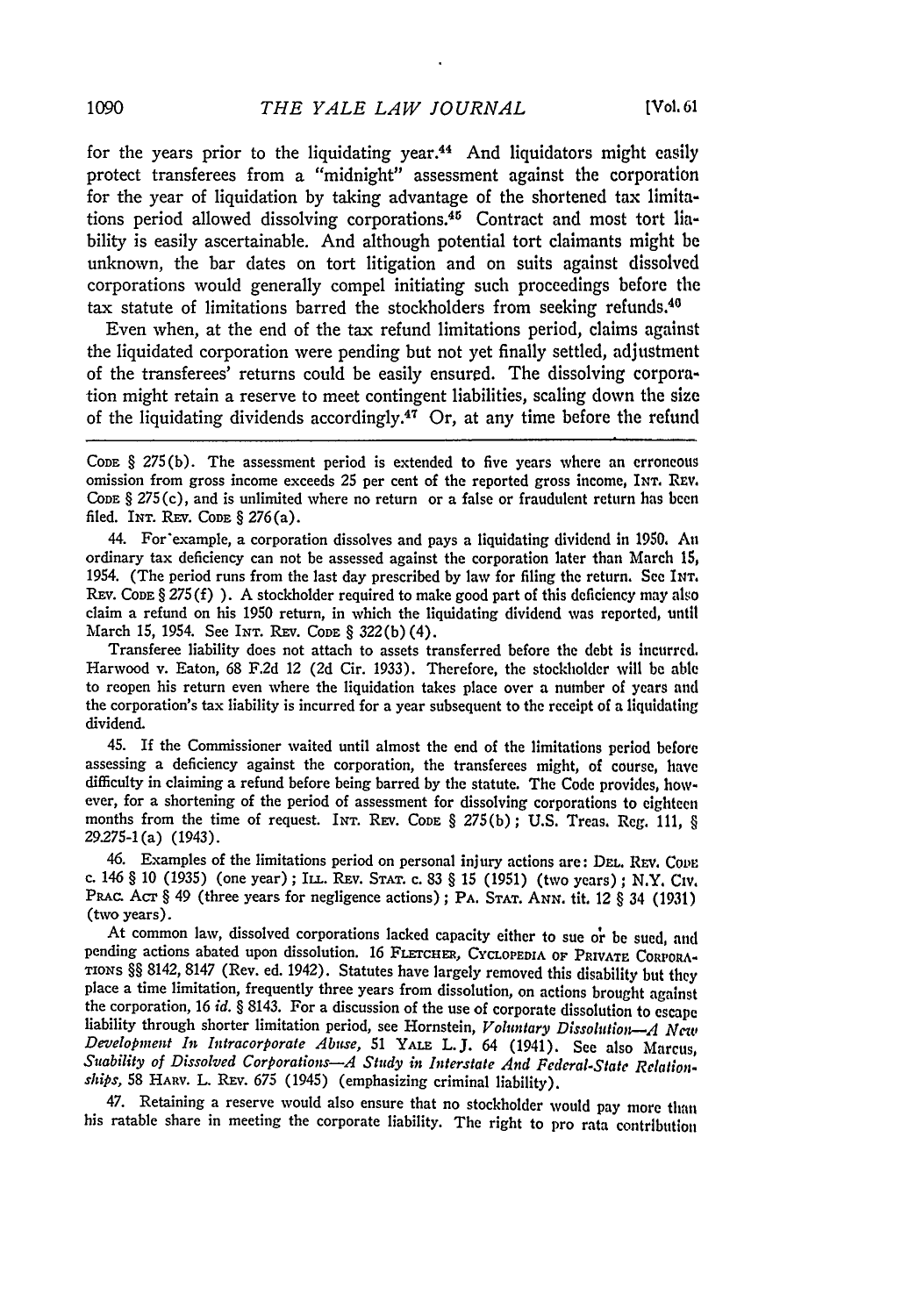for the years prior to the liquidating year.[44] And liquidators might easily protect transferees from a "midnight" assessment against the corporation for the year of liquidation by taking advantage of the shortened tax limitations period allowed dissolving corporations.[45] Contract and most tort liability is easily ascertainable. And although potential tort claimants might be unknown, the bar dates on tort litigation and on suits against dissolved corporations would generally compel initiating such proceedings before the tax statute of limitations barred the stockholders from seeking refunds.[46]

Even when, at the end of the tax refund limitations period, claims against the liquidated corporation were pending but not yet finally settled, adjustment of the transferees' returns could be easily ensured. The dissolving corporation might retain a reserve to meet contingent liabilities, scaling down the size of the liquidating dividends accordingly.[47] Or, at any time before the refund

---

CODE § 275(b). The assessment period is extended to five years where an erroneous omission from gross income exceeds 25 per cent of the reported gross income, INT. REV. CODE § 275(c), and is unlimited where no return or a false or fraudulent return has been filed. INT. REV. CODE § 276(a).

44. For example, a corporation dissolves and pays a liquidating dividend in 1950. An ordinary tax deficiency can not be assessed against the corporation later than March 15, 1954. (The period runs from the last day prescribed by law for filing the return. See INT. REV. CODE § 275(f) ). A stockholder required to make good part of this deficiency may also claim a refund on his 1950 return, in which the liquidating dividend was reported, until March 15, 1954. See INT. REV. CODE § 322(b)(4).

Transferee liability does not attach to assets transferred before the debt is incurred. Harwood v. Eaton, 68 F.2d 12 (2d Cir. 1933). Therefore, the stockholder will be able to reopen his return even where the liquidation takes place over a number of years and the corporation's tax liability is incurred for a year subsequent to the receipt of a liquidating dividend.

45. If the Commissioner waited until almost the end of the limitations period before assessing a deficiency against the corporation, the transferees might, of course, have difficulty in claiming a refund before being barred by the statute. The Code provides, however, for a shortening of the period of assessment for dissolving corporations to eighteen months from the time of request. INT. REV. CODE § 275(b); U.S. Treas. Reg. 111, § 29.275-1(a) (1943).

46. Examples of the limitations period on personal injury actions are: DEL. REV. CODE c. 146 § 10 (1935) (one year); ILL. REV. STAT. c. 83 § 15 (1951) (two years); N.Y. CIV. PRAC. ACT § 49 (three years for negligence actions); PA. STAT. ANN. tit. 12 § 34 (1931) (two years).

At common law, dissolved corporations lacked capacity either to sue or be sued, and pending actions abated upon dissolution. 16 FLETCHER, CYCLOPEDIA OF PRIVATE CORPORATIONS §§ 8142, 8147 (Rev. ed. 1942). Statutes have largely removed this disability but they place a time limitation, frequently three years from dissolution, on actions brought against the corporation, 16 *id.* § 8143. For a discussion of the use of corporate dissolution to escape liability through shorter limitation period, see Hornstein, *Voluntary Dissolution—A New Development In Intracorporate Abuse*, 51 YALE L. J. 64 (1941). See also Marcus, *Suability of Dissolved Corporations—A Study in Interstate And Federal-State Relationships*, 58 HARV. L. REV. 675 (1945) (emphasizing criminal liability).

47. Retaining a reserve would also ensure that no stockholder would pay more than his ratable share in meeting the corporate liability. The right to pro rata contribution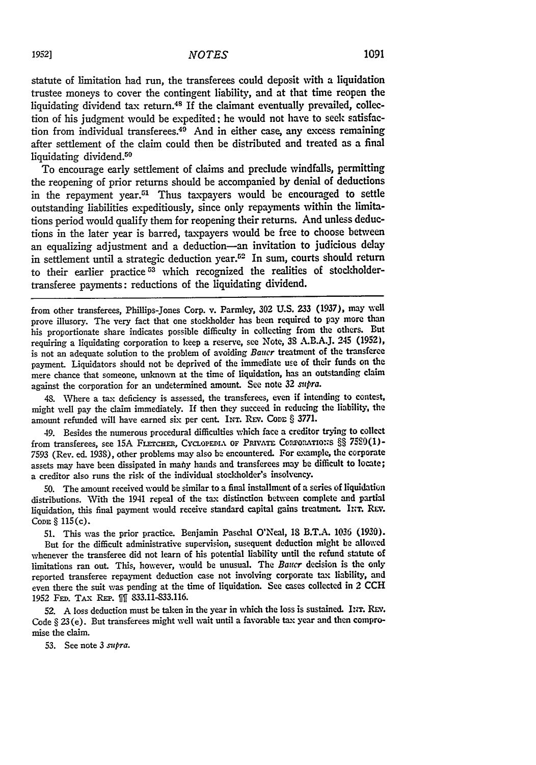statute of limitation had run, the transferees could deposit with a liquidation trustee moneys to cover the contingent liability, and at that time reopen the liquidating dividend tax return.[48] If the claimant eventually prevailed, collection of his judgment would be expedited; he would not have to seek satisfaction from individual transferees.[49] And in either case, any excess remaining after settlement of the claim could then be distributed and treated as a final liquidating dividend.[50]

To encourage early settlement of claims and preclude windfalls, permitting the reopening of prior returns should be accompanied by denial of deductions in the repayment year.[51] Thus taxpayers would be encouraged to settle outstanding liabilities expeditiously, since only repayments within the limitations period would qualify them for reopening their returns. And unless deductions in the later year is barred, taxpayers would be free to choose between an equalizing adjustment and a deduction—an invitation to judicious delay in settlement until a strategic deduction year.[52] In sum, courts should return to their earlier practice[53] which recognized the realities of stockholder-transferee payments: reductions of the liquidating dividend.

---

from other transferees, Phillips-Jones Corp. v. Parmley, 302 U.S. 233 (1937), may well prove illusory. The very fact that one stockholder has been required to pay more than his proportionate share indicates possible difficulty in collecting from the others. But requiring a liquidating corporation to keep a reserve, see Note, 38 A.B.A.J. 245 (1952), is not an adequate solution to the problem of avoiding *Bauer* treatment of the transferee payment. Liquidators should not be deprived of the immediate use of their funds on the mere chance that someone, unknown at the time of liquidation, has an outstanding claim against the corporation for an undetermined amount. See note 32 *supra*.

48. Where a tax deficiency is assessed, the transferees, even if intending to contest, might well pay the claim immediately. If then they succeed in reducing the liability, the amount refunded will have earned six per cent. INT. REV. CODE § 3771.

49. Besides the numerous procedural difficulties which face a creditor trying to collect from transferees, see 15A FLETCHER, CYCLOPEDIA OF PRIVATE CORPORATIONS §§ 7589(1)-7593 (Rev. ed. 1938), other problems may also be encountered. For example, the corporate assets may have been dissipated in many hands and transferees may be difficult to locate; a creditor also runs the risk of the individual stockholder's insolvency.

50. The amount received would be similar to a final installment of a series of liquidation distributions. With the 1941 repeal of the tax distinction between complete and partial liquidation, this final payment would receive standard capital gains treatment. INT. REV. CODE § 115(c).

51. This was the prior practice. Benjamin Paschal O'Neal, 18 B.T.A. 1036 (1930).

But for the difficult administrative supervision, susequent deduction might be allowed whenever the transferee did not learn of his potential liability until the refund statute of limitations ran out. This, however, would be unusual. The *Bauer* decision is the only reported transferee repayment deduction case not involving corporate tax liability, and even there the suit was pending at the time of liquidation. See cases collected in 2 CCH 1952 FED. TAX REP. ¶¶ 833.11-833.116.

52. A loss deduction must be taken in the year in which the loss is sustained. INT. REV. Code § 23(e). But transferees might well wait until a favorable tax year and then compromise the claim.

53. See note 3 *supra*.